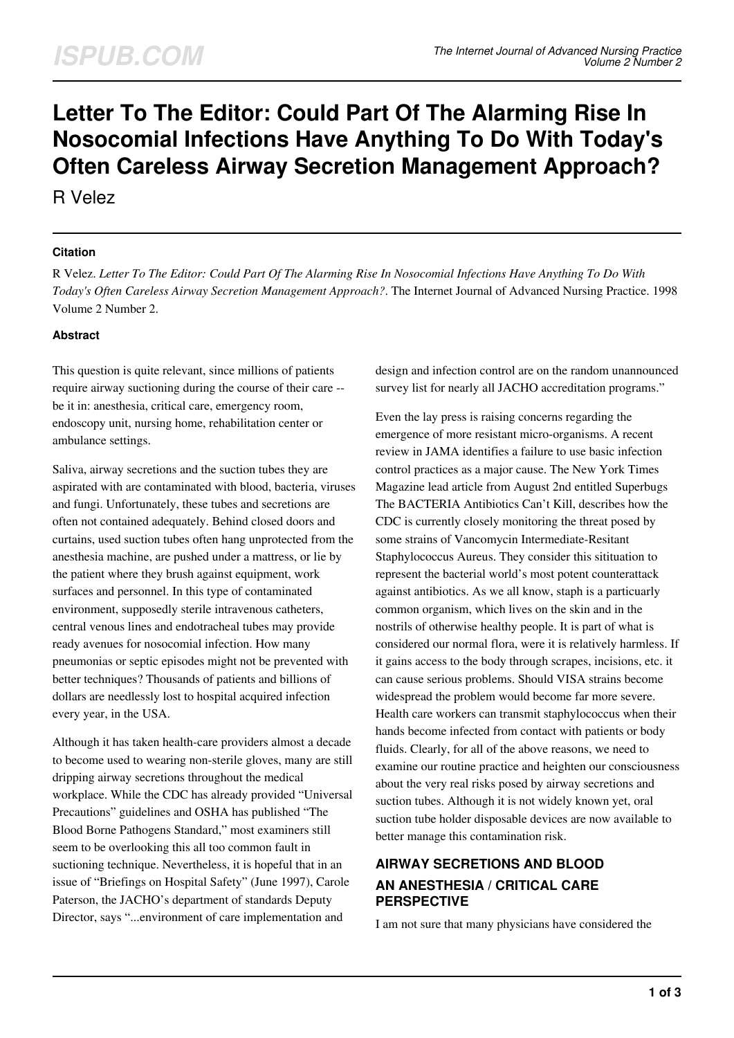# Letter To The Editor: Could Part Of The Alarming Rise In Nosocomial Infections Have Anything To Do With Today's Often Careless Airway Secretion Management Approach?

R Velez

### Citation

R Velez. *Letter To The Editor: Could Part Of The Alarming Rise In Nosocomial Infections Have Anything To Do With Today's Often Careless Airway Secretion Management Approach?*. The Internet Journal of Advanced Nursing Practice. 1998 Volume 2 Number 2.

### Abstract

This question is quite relevant, since millions of patients require airway suctioning during the course of their care -- be it in: anesthesia, critical care, emergency room, endoscopy unit, nursing home, rehabilitation center or ambulance settings.

Saliva, airway secretions and the suction tubes they are aspirated with are contaminated with blood, bacteria, viruses and fungi. Unfortunately, these tubes and secretions are often not contained adequately. Behind closed doors and curtains, used suction tubes often hang unprotected from the anesthesia machine, are pushed under a mattress, or lie by the patient where they brush against equipment, work surfaces and personnel. In this type of contaminated environment, supposedly sterile intravenous catheters, central venous lines and endotracheal tubes may provide ready avenues for nosocomial infection. How many pneumonias or septic episodes might not be prevented with better techniques? Thousands of patients and billions of dollars are needlessly lost to hospital acquired infection every year, in the USA.

Although it has taken health-care providers almost a decade to become used to wearing non-sterile gloves, many are still dripping airway secretions throughout the medical workplace. While the CDC has already provided "Universal Precautions" guidelines and OSHA has published "The Blood Borne Pathogens Standard," most examiners still seem to be overlooking this all too common fault in suctioning technique. Nevertheless, it is hopeful that in an issue of "Briefings on Hospital Safety" (June 1997), Carole Paterson, the JACHO's department of standards Deputy Director, says "...environment of care implementation and design and infection control are on the random unannounced survey list for nearly all JACHO accreditation programs."

Even the lay press is raising concerns regarding the emergence of more resistant micro-organisms. A recent review in JAMA identifies a failure to use basic infection control practices as a major cause. The New York Times Magazine lead article from August 2nd entitled Superbugs The BACTERIA Antibiotics Can't Kill, describes how the CDC is currently closely monitoring the threat posed by some strains of Vancomycin Intermediate-Resitant Staphylococcus Aureus. They consider this sitituation to represent the bacterial world's most potent counterattack against antibiotics. As we all know, staph is a particularly common organism, which lives on the skin and in the nostrils of otherwise healthy people. It is part of what is considered our normal flora, were it is relatively harmless. If it gains access to the body through scrapes, incisions, etc. it can cause serious problems. Should VISA strains become widespread the problem would become far more severe. Health care workers can transmit staphylococcus when their hands become infected from contact with patients or body fluids. Clearly, for all of the above reasons, we need to examine our routine practice and heighten our consciousness about the very real risks posed by airway secretions and suction tubes. Although it is not widely known yet, oral suction tube holder disposable devices are now available to better manage this contamination risk.

## AIRWAY SECRETIONS AND BLOOD

## AN ANESTHESIA / CRITICAL CARE PERSPECTIVE

I am not sure that many physicians have considered the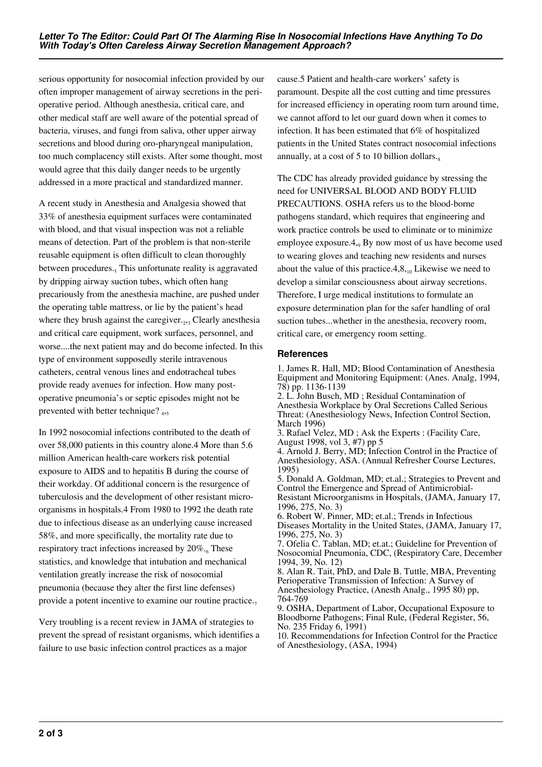serious opportunity for nosocomial infection provided by our often improper management of airway secretions in the peri-operative period. Although anesthesia, critical care, and other medical staff are well aware of the potential spread of bacteria, viruses, and fungi from saliva, other upper airway secretions and blood during oro-pharyngeal manipulation, too much complacency still exists. After some thought, most would agree that this daily danger needs to be urgently addressed in a more practical and standardized manner.

A recent study in Anesthesia and Analgesia showed that 33% of anesthesia equipment surfaces were contaminated with blood, and that visual inspection was not a reliable means of detection. Part of the problem is that non-sterile reusable equipment is often difficult to clean thoroughly between procedures.[1] This unfortunate reality is aggravated by dripping airway suction tubes, which often hang precariously from the anesthesia machine, are pushed under the operating table mattress, or lie by the patient's head where they brush against the caregiver.[2,3] Clearly anesthesia and critical care equipment, work surfaces, personnel, and worse....the next patient may and do become infected. In this type of environment supposedly sterile intravenous catheters, central venous lines and endotracheal tubes provide ready avenues for infection. How many post-operative pneumonia's or septic episodes might not be prevented with better technique? [4,5]

In 1992 nosocomial infections contributed to the death of over 58,000 patients in this country alone.4 More than 5.6 million American health-care workers risk potential exposure to AIDS and to hepatitis B during the course of their workday. Of additional concern is the resurgence of tuberculosis and the development of other resistant micro-organisms in hospitals.4 From 1980 to 1992 the death rate due to infectious disease as an underlying cause increased 58%, and more specifically, the mortality rate due to respiratory tract infections increased by 20%.[6] These statistics, and knowledge that intubation and mechanical ventilation greatly increase the risk of nosocomial pneumonia (because they alter the first line defenses) provide a potent incentive to examine our routine practice.[7]

Very troubling is a recent review in JAMA of strategies to prevent the spread of resistant organisms, which identifies a failure to use basic infection control practices as a major cause.5 Patient and health-care workers' safety is paramount. Despite all the cost cutting and time pressures for increased efficiency in operating room turn around time, we cannot afford to let our guard down when it comes to infection. It has been estimated that 6% of hospitalized patients in the United States contract nosocomial infections annually, at a cost of 5 to 10 billion dollars.[8]

The CDC has already provided guidance by stressing the need for UNIVERSAL BLOOD AND BODY FLUID PRECAUTIONS. OSHA refers us to the blood-borne pathogens standard, which requires that engineering and work practice controls be used to eliminate or to minimize employee exposure.4,[9] By now most of us have become used to wearing gloves and teaching new residents and nurses about the value of this practice.4,8,[10] Likewise we need to develop a similar consciousness about airway secretions. Therefore, I urge medical institutions to formulate an exposure determination plan for the safer handling of oral suction tubes...whether in the anesthesia, recovery room, critical care, or emergency room setting.

## References

1. James R. Hall, MD; Blood Contamination of Anesthesia Equipment and Monitoring Equipment: (Anes. Analg, 1994, 78) pp. 1136-1139
2. L. John Busch, MD ; Residual Contamination of Anesthesia Workplace by Oral Secretions Called Serious Threat: (Anesthesiology News, Infection Control Section, March 1996)
3. Rafael Velez, MD ; Ask the Experts : (Facility Care, August 1998, vol 3, #7) pp 5
4. Arnold J. Berry, MD; Infection Control in the Practice of Anesthesiology, ASA. (Annual Refresher Course Lectures, 1995)
5. Donald A. Goldman, MD; et.al.; Strategies to Prevent and Control the Emergence and Spread of Antimicrobial-Resistant Microorganisms in Hospitals, (JAMA, January 17, 1996, 275, No. 3)
6. Robert W. Pinner, MD; et.al.; Trends in Infectious Diseases Mortality in the United States, (JAMA, January 17, 1996, 275, No. 3)
7. Ofelia C. Tablan, MD; et.at.; Guideline for Prevention of Nosocomial Pneumonia, CDC, (Respiratory Care, December 1994, 39, No. 12)
8. Alan R. Tait, PhD, and Dale B. Tuttle, MBA, Preventing Perioperative Transmission of Infection: A Survey of Anesthesiology Practice, (Anesth Analg., 1995 80) pp, 764-769
9. OSHA, Department of Labor, Occupational Exposure to Bloodborne Pathogens; Final Rule, (Federal Register, 56, No. 235 Friday 6, 1991)
10. Recommendations for Infection Control for the Practice of Anesthesiology, (ASA, 1994)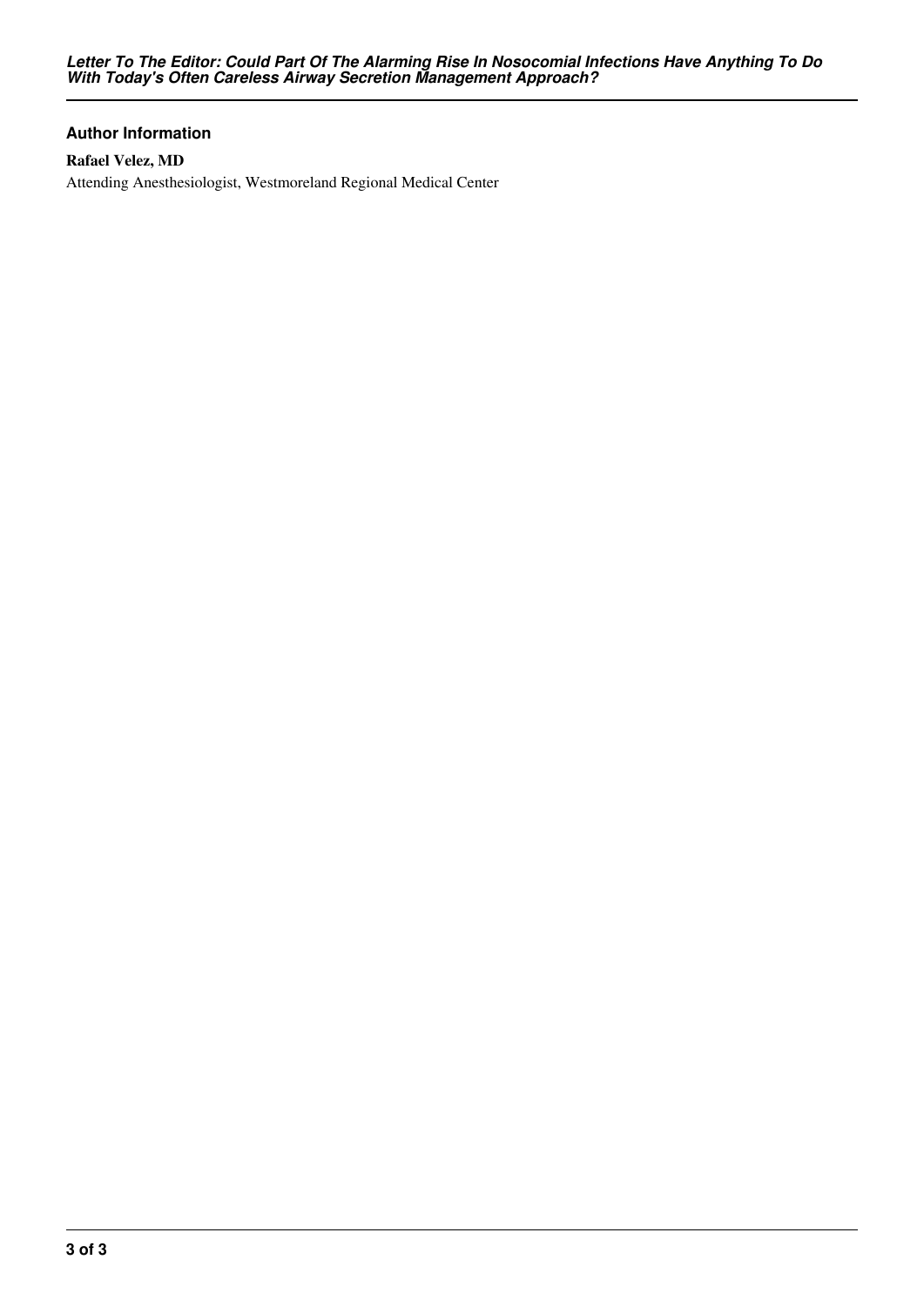## Author Information

**Rafael Velez, MD**

Attending Anesthesiologist, Westmoreland Regional Medical Center